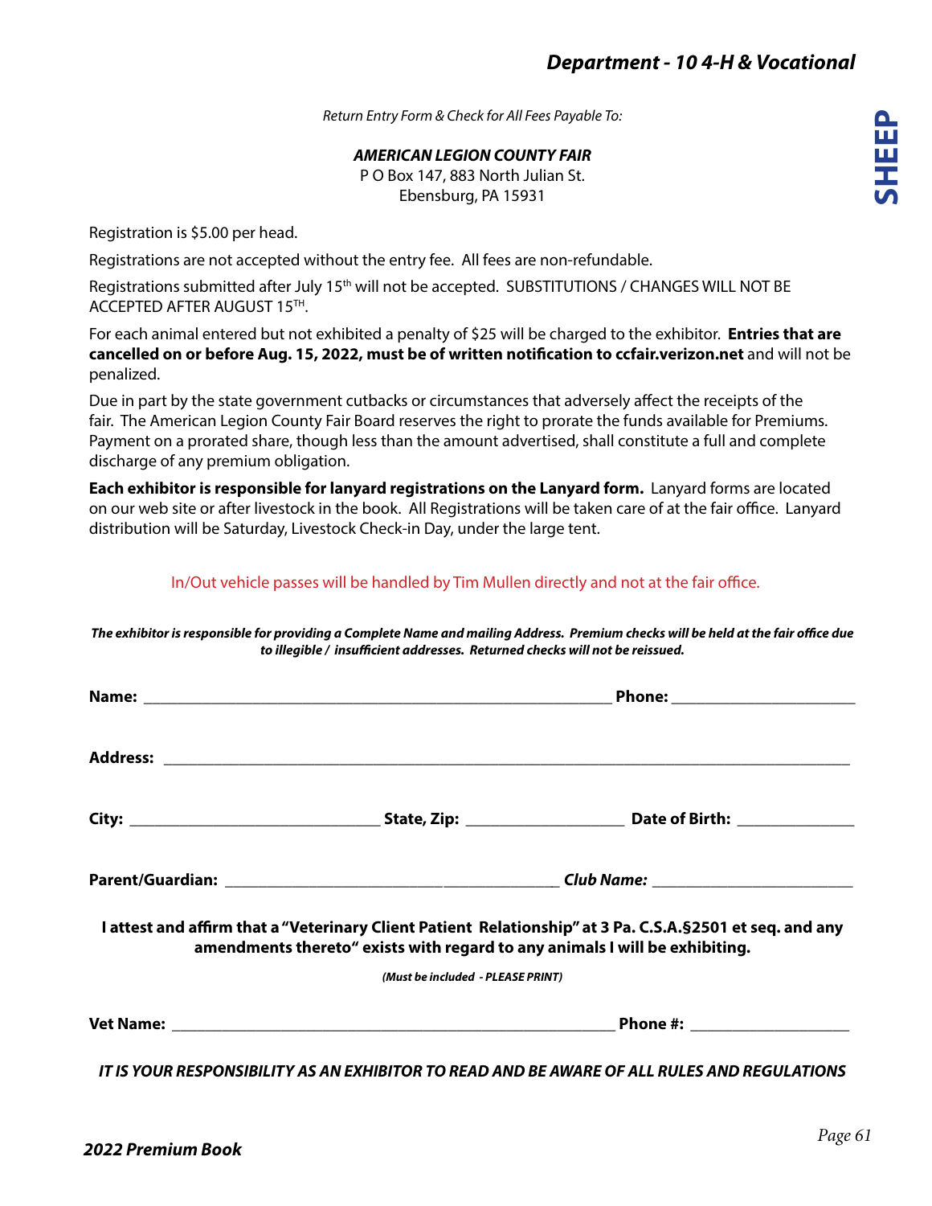# Department - 10 4-H & Vocational

## SHEEP

*Return Entry Form & Check for All Fees Payable To:*

***AMERICAN LEGION COUNTY FAIR***
P O Box 147, 883 North Julian St.
Ebensburg, PA 15931

Registration is $5.00 per head.

Registrations are not accepted without the entry fee. All fees are non-refundable.

Registrations submitted after July 15th will not be accepted. SUBSTITUTIONS / CHANGES WILL NOT BE ACCEPTED AFTER AUGUST 15TH.

For each animal entered but not exhibited a penalty of $25 will be charged to the exhibitor. **Entries that are cancelled on or before Aug. 15, 2022, must be of written notification to ccfair.verizon.net** and will not be penalized.

Due in part by the state government cutbacks or circumstances that adversely affect the receipts of the fair. The American Legion County Fair Board reserves the right to prorate the funds available for Premiums. Payment on a prorated share, though less than the amount advertised, shall constitute a full and complete discharge of any premium obligation.

**Each exhibitor is responsible for lanyard registrations on the Lanyard form.** Lanyard forms are located on our web site or after livestock in the book. All Registrations will be taken care of at the fair office. Lanyard distribution will be Saturday, Livestock Check-in Day, under the large tent.

In/Out vehicle passes will be handled by Tim Mullen directly and not at the fair office.

***The exhibitor is responsible for providing a Complete Name and mailing Address. Premium checks will be held at the fair office due to illegible / insufficient addresses. Returned checks will not be reissued.***

**Name:** ______________________________________________ **Phone:** ____________________

**Address:** ____________________________________________________________________

**City:** __________________________ **State, Zip:** ________________ **Date of Birth:** ____________

**Parent/Guardian:** ___________________________________ ***Club Name:*** ____________________

**I attest and affirm that a "Veterinary Client Patient Relationship" at 3 Pa. C.S.A.§2501 et seq. and any amendments thereto" exists with regard to any animals I will be exhibiting.**

***(Must be included - PLEASE PRINT)***

**Vet Name:** ____________________________________________ **Phone #:** ________________

***IT IS YOUR RESPONSIBILITY AS AN EXHIBITOR TO READ AND BE AWARE OF ALL RULES AND REGULATIONS***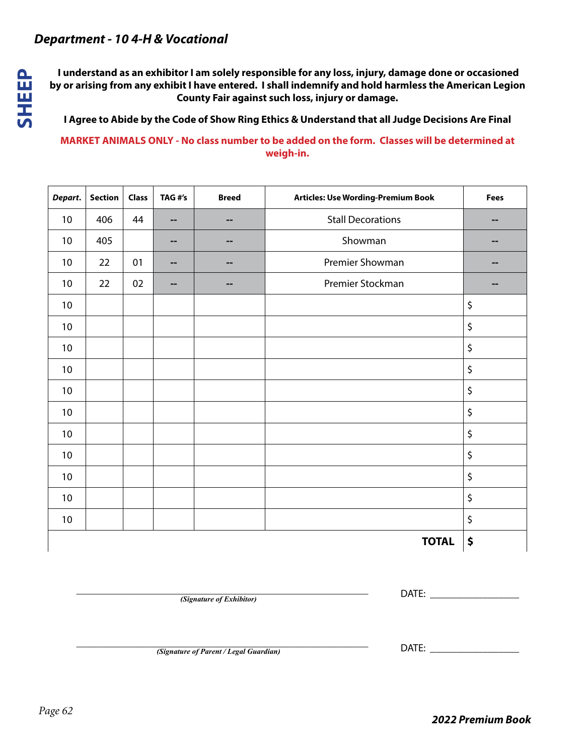## *Department - 10 4-H & Vocational*

**SHEEP**

**I understand as an exhibitor I am solely responsible for any loss, injury, damage done or occasioned by or arising from any exhibit I have entered. I shall indemnify and hold harmless the American Legion County Fair against such loss, injury or damage.**

**I Agree to Abide by the Code of Show Ring Ethics & Understand that all Judge Decisions Are Final**

**MARKET ANIMALS ONLY - No class number to be added on the form. Classes will be determined at weigh-in.**

| *Depart.* | Section | Class | TAG #'s | Breed | Articles: Use Wording-Premium Book | Fees |
|---|---|---|---|---|---|---|
| 10 | 406 | 44 | -- | -- | Stall Decorations | -- |
| 10 | 405 | | -- | -- | Showman | -- |
| 10 | 22 | 01 | -- | -- | Premier Showman | -- |
| 10 | 22 | 02 | -- | -- | Premier Stockman | -- |
| 10 | | | | | | $ |
| 10 | | | | | | $ |
| 10 | | | | | | $ |
| 10 | | | | | | $ |
| 10 | | | | | | $ |
| 10 | | | | | | $ |
| 10 | | | | | | $ |
| 10 | | | | | | $ |
| 10 | | | | | | $ |
| 10 | | | | | | $ |
| 10 | | | | | | $ |
| | | | | | **TOTAL** | **$** |

_______________________________________ DATE: ______________
*(Signature of Exhibitor)*

_______________________________________ DATE: ______________
*(Signature of Parent / Legal Guardian)*